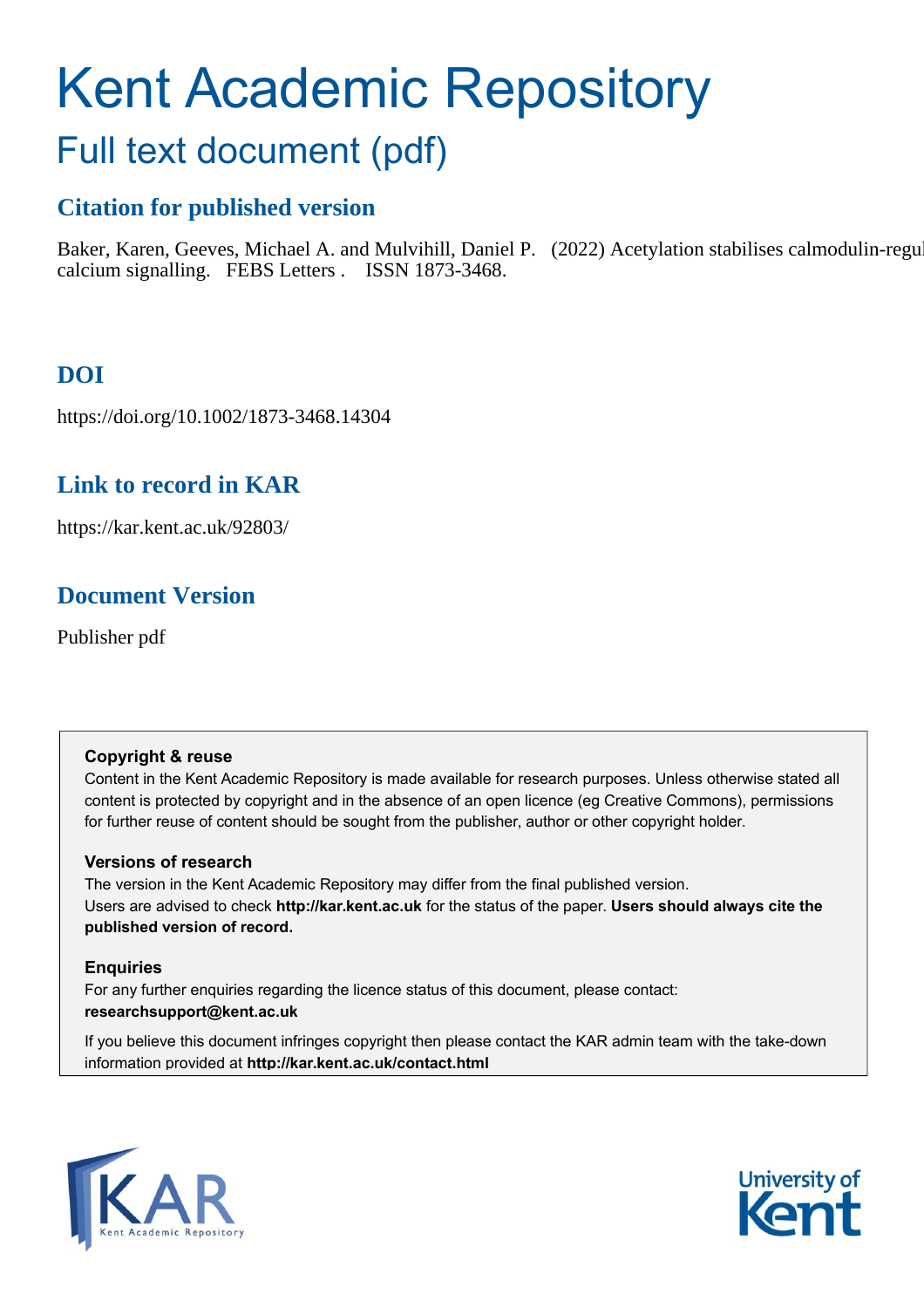# Kent Academic Repository

## Full text document (pdf)

### Citation for published version

Baker, Karen, Geeves, Michael A. and Mulvihill, Daniel P. (2022) Acetylation stabilises calmodulin-regul calcium signalling. FEBS Letters . ISSN 1873-3468.

### DOI

https://doi.org/10.1002/1873-3468.14304

### Link to record in KAR

https://kar.kent.ac.uk/92803/

### Document Version

Publisher pdf

**Copyright & reuse**

Content in the Kent Academic Repository is made available for research purposes. Unless otherwise stated all content is protected by copyright and in the absence of an open licence (eg Creative Commons), permissions for further reuse of content should be sought from the publisher, author or other copyright holder.

**Versions of research**

The version in the Kent Academic Repository may differ from the final published version. Users are advised to check **http://kar.kent.ac.uk** for the status of the paper. **Users should always cite the published version of record.**

**Enquiries**

For any further enquiries regarding the licence status of this document, please contact: **researchsupport@kent.ac.uk**

If you believe this document infringes copyright then please contact the KAR admin team with the take-down information provided at **http://kar.kent.ac.uk/contact.html**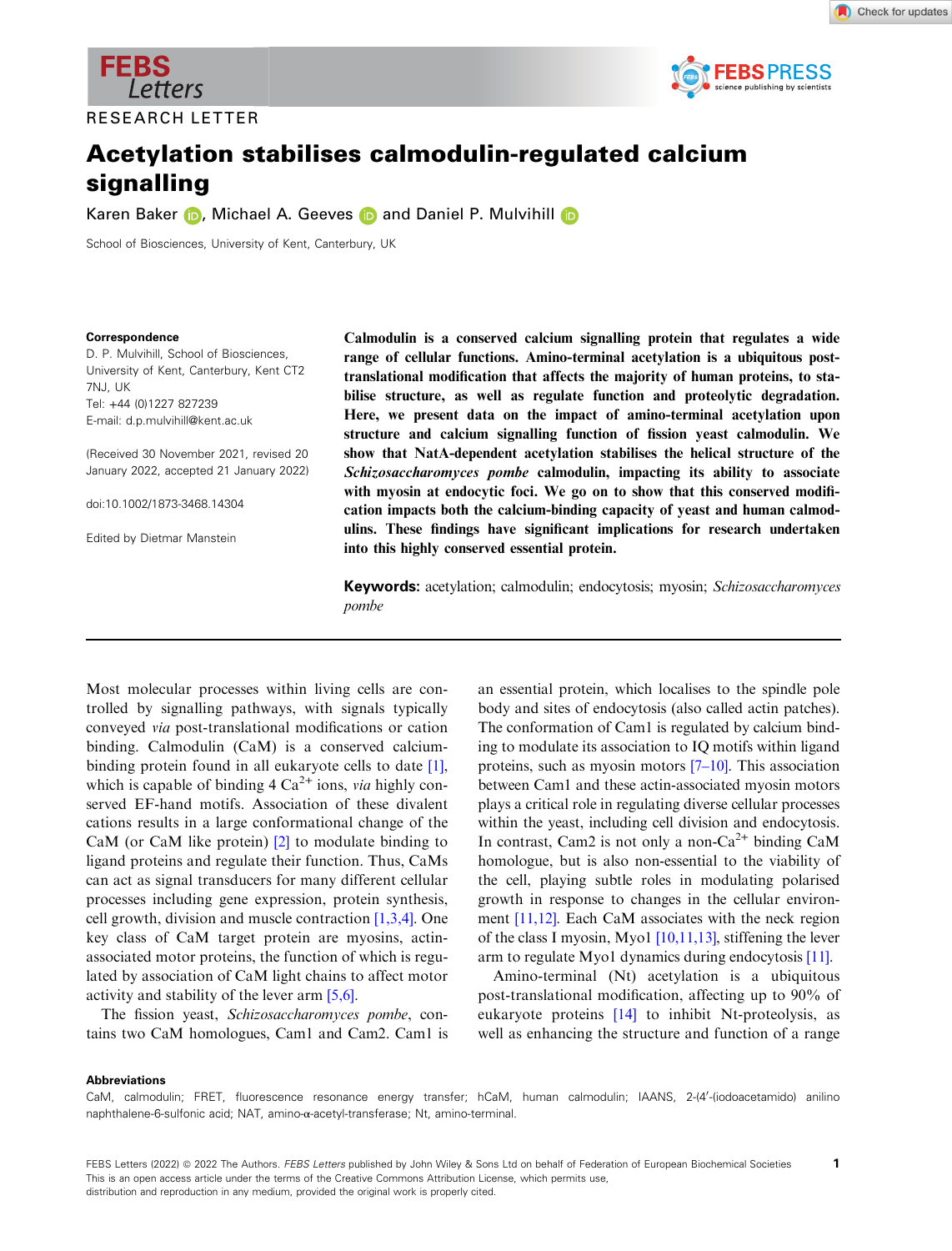RESEARCH LETTER

# Acetylation stabilises calmodulin-regulated calcium signalling

Karen Baker, Michael A. Geeves and Daniel P. Mulvihill

School of Biosciences, University of Kent, Canterbury, UK

**Correspondence**
D. P. Mulvihill, School of Biosciences, University of Kent, Canterbury, Kent CT2 7NJ, UK
Tel: +44 (0)1227 827239
E-mail: d.p.mulvihill@kent.ac.uk

(Received 30 November 2021, revised 20 January 2022, accepted 21 January 2022)

doi:10.1002/1873-3468.14304

Edited by Dietmar Manstein

**Calmodulin is a conserved calcium signalling protein that regulates a wide range of cellular functions. Amino-terminal acetylation is a ubiquitous post-translational modification that affects the majority of human proteins, to stabilise structure, as well as regulate function and proteolytic degradation. Here, we present data on the impact of amino-terminal acetylation upon structure and calcium signalling function of fission yeast calmodulin. We show that NatA-dependent acetylation stabilises the helical structure of the *Schizosaccharomyces pombe* calmodulin, impacting its ability to associate with myosin at endocytic foci. We go on to show that this conserved modification impacts both the calcium-binding capacity of yeast and human calmodulins. These findings have significant implications for research undertaken into this highly conserved essential protein.**

**Keywords:** acetylation; calmodulin; endocytosis; myosin; *Schizosaccharomyces pombe*

Most molecular processes within living cells are controlled by signalling pathways, with signals typically conveyed *via* post-translational modifications or cation binding. Calmodulin (CaM) is a conserved calcium-binding protein found in all eukaryote cells to date [1], which is capable of binding 4 $Ca^{2+}$ ions, *via* highly conserved EF-hand motifs. Association of these divalent cations results in a large conformational change of the CaM (or CaM like protein) [2] to modulate binding to ligand proteins and regulate their function. Thus, CaMs can act as signal transducers for many different cellular processes including gene expression, protein synthesis, cell growth, division and muscle contraction [1,3,4]. One key class of CaM target protein are myosins, actin-associated motor proteins, the function of which is regulated by association of CaM light chains to affect motor activity and stability of the lever arm [5,6].

The fission yeast, *Schizosaccharomyces pombe*, contains two CaM homologues, Cam1 and Cam2. Cam1 is an essential protein, which localises to the spindle pole body and sites of endocytosis (also called actin patches). The conformation of Cam1 is regulated by calcium binding to modulate its association to IQ motifs within ligand proteins, such as myosin motors [7–10]. This association between Cam1 and these actin-associated myosin motors plays a critical role in regulating diverse cellular processes within the yeast, including cell division and endocytosis. In contrast, Cam2 is not only a non-$Ca^{2+}$ binding CaM homologue, but is also non-essential to the viability of the cell, playing subtle roles in modulating polarised growth in response to changes in the cellular environment [11,12]. Each CaM associates with the neck region of the class I myosin, Myo1 [10,11,13], stiffening the lever arm to regulate Myo1 dynamics during endocytosis [11].

Amino-terminal (Nt) acetylation is a ubiquitous post-translational modification, affecting up to 90% of eukaryote proteins [14] to inhibit Nt-proteolysis, as well as enhancing the structure and function of a range

**Abbreviations**
CaM, calmodulin; FRET, fluorescence resonance energy transfer; hCaM, human calmodulin; IAANS, 2-(4′-(iodoacetamido) anilino naphthalene-6-sulfonic acid; NAT, amino-α-acetyl-transferase; Nt, amino-terminal.

FEBS Letters (2022) © 2022 The Authors. *FEBS Letters* published by John Wiley & Sons Ltd on behalf of Federation of European Biochemical Societies
This is an open access article under the terms of the Creative Commons Attribution License, which permits use, distribution and reproduction in any medium, provided the original work is properly cited.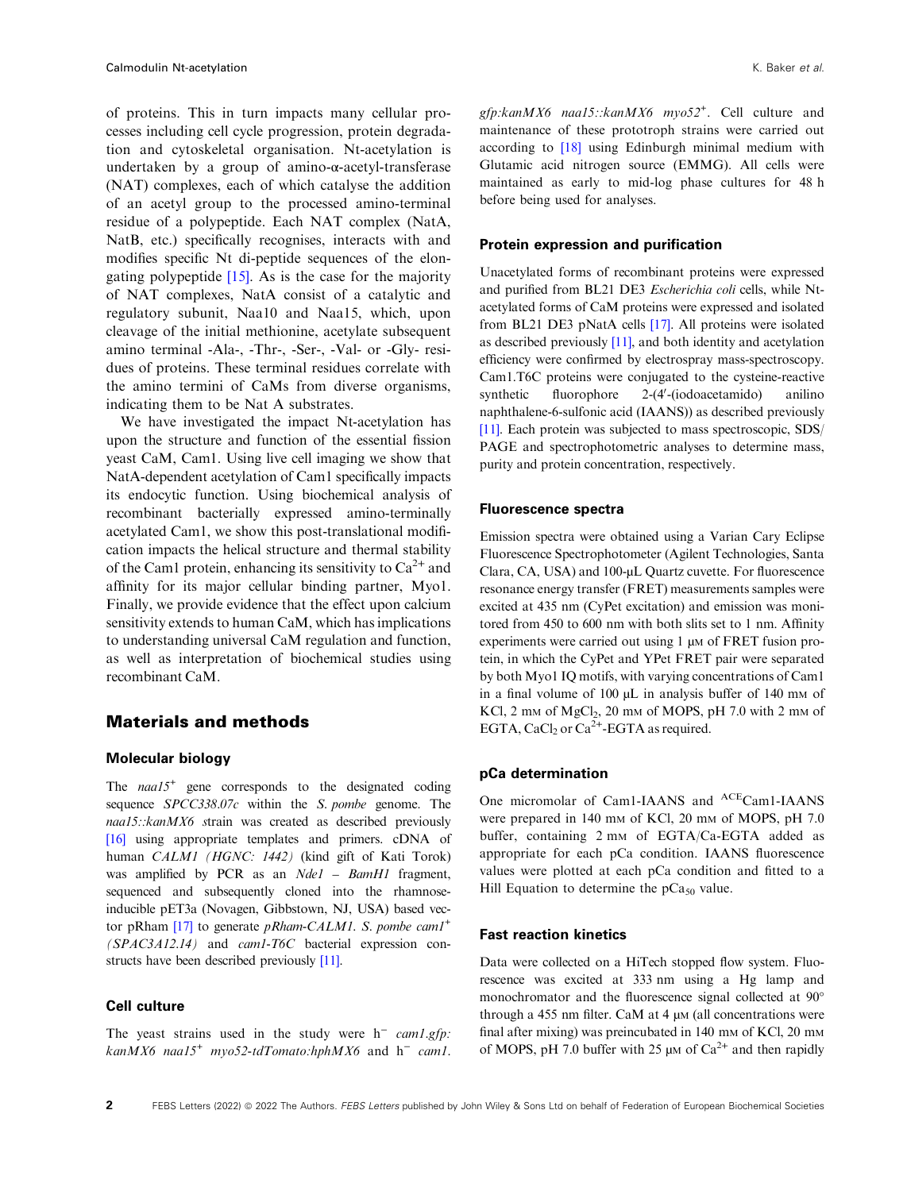of proteins. This in turn impacts many cellular processes including cell cycle progression, protein degradation and cytoskeletal organisation. Nt-acetylation is undertaken by a group of amino-α-acetyl-transferase (NAT) complexes, each of which catalyse the addition of an acetyl group to the processed amino-terminal residue of a polypeptide. Each NAT complex (NatA, NatB, etc.) specifically recognises, interacts with and modifies specific Nt di-peptide sequences of the elongating polypeptide [15]. As is the case for the majority of NAT complexes, NatA consist of a catalytic and regulatory subunit, Naa10 and Naa15, which, upon cleavage of the initial methionine, acetylate subsequent amino terminal -Ala-, -Thr-, -Ser-, -Val- or -Gly- residues of proteins. These terminal residues correlate with the amino termini of CaMs from diverse organisms, indicating them to be Nat A substrates.

We have investigated the impact Nt-acetylation has upon the structure and function of the essential fission yeast CaM, Cam1. Using live cell imaging we show that NatA-dependent acetylation of Cam1 specifically impacts its endocytic function. Using biochemical analysis of recombinant bacterially expressed amino-terminally acetylated Cam1, we show this post-translational modification impacts the helical structure and thermal stability of the Cam1 protein, enhancing its sensitivity to $Ca^{2+}$ and affinity for its major cellular binding partner, Myo1. Finally, we provide evidence that the effect upon calcium sensitivity extends to human CaM, which has implications to understanding universal CaM regulation and function, as well as interpretation of biochemical studies using recombinant CaM.

## Materials and methods

### Molecular biology

The *naa15*$^{+}$ gene corresponds to the designated coding sequence *SPCC338.07c* within the *S. pombe* genome. The *naa15::kanMX6* strain was created as described previously [16] using appropriate templates and primers. cDNA of human *CALM1 (HGNC: 1442)* (kind gift of Kati Torok) was amplified by PCR as an *Nde1 – BamH1* fragment, sequenced and subsequently cloned into the rhamnose-inducible pET3a (Novagen, Gibbstown, NJ, USA) based vector pRham [17] to generate *pRham-CALM1*. *S. pombe cam1*$^{+}$ *(SPAC3A12.14)* and *cam1-T6C* bacterial expression constructs have been described previously [11].

### Cell culture

The yeast strains used in the study were h$^{-}$ *cam1.gfp:kanMX6 naa15*$^{+}$ *myo52-tdTomato:hphMX6* and h$^{-}$ *cam1.gfp:kanMX6 naa15::kanMX6 myo52*$^{+}$. Cell culture and maintenance of these prototroph strains were carried out according to [18] using Edinburgh minimal medium with Glutamic acid nitrogen source (EMMG). All cells were maintained as early to mid-log phase cultures for 48 h before being used for analyses.

### Protein expression and purification

Unacetylated forms of recombinant proteins were expressed and purified from BL21 DE3 *Escherichia coli* cells, while Nt-acetylated forms of CaM proteins were expressed and isolated from BL21 DE3 pNatA cells [17]. All proteins were isolated as described previously [11], and both identity and acetylation efficiency were confirmed by electrospray mass-spectroscopy. Cam1.T6C proteins were conjugated to the cysteine-reactive synthetic fluorophore 2-(4′-(iodoacetamido) anilino naphthalene-6-sulfonic acid (IAANS)) as described previously [11]. Each protein was subjected to mass spectroscopic, SDS/PAGE and spectrophotometric analyses to determine mass, purity and protein concentration, respectively.

### Fluorescence spectra

Emission spectra were obtained using a Varian Cary Eclipse Fluorescence Spectrophotometer (Agilent Technologies, Santa Clara, CA, USA) and 100-µL Quartz cuvette. For fluorescence resonance energy transfer (FRET) measurements samples were excited at 435 nm (CyPet excitation) and emission was monitored from 450 to 600 nm with both slits set to 1 nm. Affinity experiments were carried out using 1 µM of FRET fusion protein, in which the CyPet and YPet FRET pair were separated by both Myo1 IQ motifs, with varying concentrations of Cam1 in a final volume of 100 µL in analysis buffer of 140 mM of KCl, 2 mM of $MgCl_2$, 20 mM of MOPS, pH 7.0 with 2 mM of EGTA, $CaCl_2$ or $Ca^{2+}$-EGTA as required.

### pCa determination

One micromolar of Cam1-IAANS and $^{ACE}$Cam1-IAANS were prepared in 140 mM of KCl, 20 mM of MOPS, pH 7.0 buffer, containing 2 mM of EGTA/Ca-EGTA added as appropriate for each pCa condition. IAANS fluorescence values were plotted at each pCa condition and fitted to a Hill Equation to determine the $pCa_{50}$ value.

### Fast reaction kinetics

Data were collected on a HiTech stopped flow system. Fluorescence was excited at 333 nm using a Hg lamp and monochromator and the fluorescence signal collected at 90° through a 455 nm filter. CaM at 4 µM (all concentrations were final after mixing) was preincubated in 140 mM of KCl, 20 mM of MOPS, pH 7.0 buffer with 25 µM of $Ca^{2+}$ and then rapidly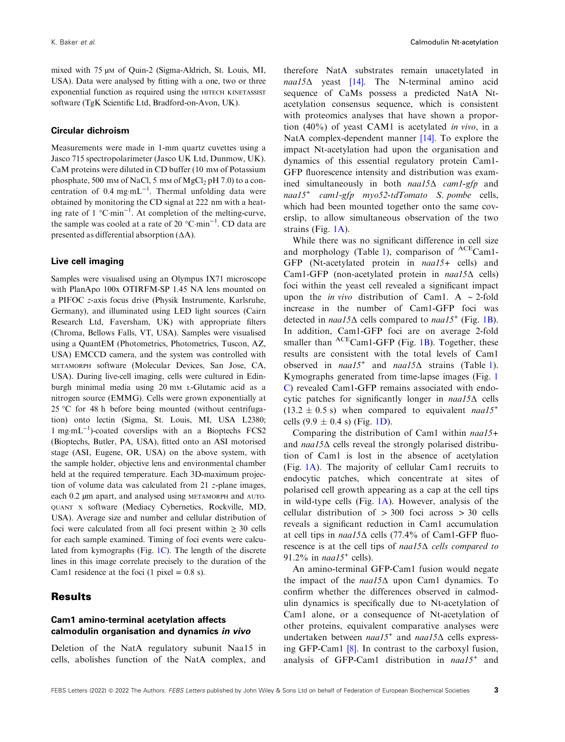mixed with 75 μM of Quin-2 (Sigma-Aldrich, St. Louis, MI, USA). Data were analysed by fitting with a one, two or three exponential function as required using the HITECH KINETASSIST software (TgK Scientific Ltd, Bradford-on-Avon, UK).

### Circular dichroism

Measurements were made in 1-mm quartz cuvettes using a Jasco 715 spectropolarimeter (Jasco UK Ltd, Dunmow, UK). CaM proteins were diluted in CD buffer (10 mM of Potassium phosphate, 500 mM of NaCl, 5 mM of $MgCl_2$ pH 7.0) to a concentration of 0.4 $mg \cdot mL^{-1}$. Thermal unfolding data were obtained by monitoring the CD signal at 222 nm with a heating rate of 1 $°C \cdot min^{-1}$. At completion of the melting-curve, the sample was cooled at a rate of 20 $°C \cdot min^{-1}$. CD data are presented as differential absorption (ΔA).

### Live cell imaging

Samples were visualised using an Olympus IX71 microscope with PlanApo 100x OTIRFM-SP 1.45 NA lens mounted on a PIFOC *z*-axis focus drive (Physik Instrumente, Karlsruhe, Germany), and illuminated using LED light sources (Cairn Research Ltd, Faversham, UK) with appropriate filters (Chroma, Bellows Falls, VT, USA). Samples were visualised using a QuantEM (Photometrics, Photometrics, Tuscon, AZ, USA) EMCCD camera, and the system was controlled with METAMORPH software (Molecular Devices, San Jose, CA, USA). During live-cell imaging, cells were cultured in Edinburgh minimal media using 20 mM L-Glutamic acid as a nitrogen source (EMMG). Cells were grown exponentially at 25 °C for 48 h before being mounted (without centrifugation) onto lectin (Sigma, St. Louis, MI, USA L2380; 1 $mg \cdot mL^{-1}$)-coated coverslips with an a Bioptechs FCS2 (Bioptechs, Butler, PA, USA), fitted onto an ASI motorised stage (ASI, Eugene, OR, USA) on the above system, with the sample holder, objective lens and environmental chamber held at the required temperature. Each 3D-maximum projection of volume data was calculated from 21 *z*-plane images, each 0.2 μm apart, and analysed using METAMORPH and AUTOQUANT X software (Mediacy Cybernetics, Rockville, MD, USA). Average size and number and cellular distribution of foci were calculated from all foci present within ≥ 30 cells for each sample examined. Timing of foci events were calculated from kymographs (Fig. 1C). The length of the discrete lines in this image correlate precisely to the duration of the Cam1 residence at the foci (1 pixel = 0.8 s).

## Results

### Cam1 amino-terminal acetylation affects calmodulin organisation and dynamics *in vivo*

Deletion of the NatA regulatory subunit Naa15 in cells, abolishes function of the NatA complex, and therefore NatA substrates remain unacetylated in *naa15Δ* yeast [14]. The N-terminal amino acid sequence of CaMs possess a predicted NatA Nt-acetylation consensus sequence, which is consistent with proteomics analyses that have shown a proportion (40%) of yeast CAM1 is acetylated *in vivo*, in a NatA complex-dependent manner [14]. To explore the impact Nt-acetylation had upon the organisation and dynamics of this essential regulatory protein Cam1-GFP fluorescence intensity and distribution was examined simultaneously in both *naa15Δ cam1-gfp* and *naa15*$^+$ *cam1-gfp myo52-tdTomato S. pombe* cells, which had been mounted together onto the same coverslip, to allow simultaneous observation of the two strains (Fig. 1A).

While there was no significant difference in cell size and morphology (Table 1), comparison of $^{ACE}$Cam1-GFP (Nt-acetylated protein in *naa15+* cells) and Cam1-GFP (non-acetylated protein in *naa15Δ* cells) foci within the yeast cell revealed a significant impact upon the *in vivo* distribution of Cam1. A ~2-fold increase in the number of Cam1-GFP foci was detected in *naa15Δ* cells compared to *naa15*$^+$ (Fig. 1B). In addition, Cam1-GFP foci are on average 2-fold smaller than $^{ACE}$Cam1-GFP (Fig. 1B). Together, these results are consistent with the total levels of Cam1 observed in *naa15*$^+$ and *naa15Δ* strains (Table 1). Kymographs generated from time-lapse images (Fig. 1C) revealed Cam1-GFP remains associated with endocytic patches for significantly longer in *naa15Δ* cells (13.2 ± 0.5 s) when compared to equivalent *naa15*$^+$ cells (9.9 ± 0.4 s) (Fig. 1D).

Comparing the distribution of Cam1 within *naa15+* and *naa15Δ* cells reveal the strongly polarised distribution of Cam1 is lost in the absence of acetylation (Fig. 1A). The majority of cellular Cam1 recruits to endocytic patches, which concentrate at sites of polarised cell growth appearing as a cap at the cell tips in wild-type cells (Fig. 1A). However, analysis of the cellular distribution of > 300 foci across > 30 cells reveals a significant reduction in Cam1 accumulation at cell tips in *naa15Δ* cells (77.4% of Cam1-GFP fluorescence is at the cell tips of *naa15Δ cells compared to* 91.2% in *naa15*$^+$ cells).

An amino-terminal GFP-Cam1 fusion would negate the impact of the *naa15Δ* upon Cam1 dynamics. To confirm whether the differences observed in calmodulin dynamics is specifically due to Nt-acetylation of Cam1 alone, or a consequence of Nt-acetylation of other proteins, equivalent comparative analyses were undertaken between *naa15*$^+$ and *naa15Δ* cells expressing GFP-Cam1 [8]. In contrast to the carboxyl fusion, analysis of GFP-Cam1 distribution in *naa15*$^+$ and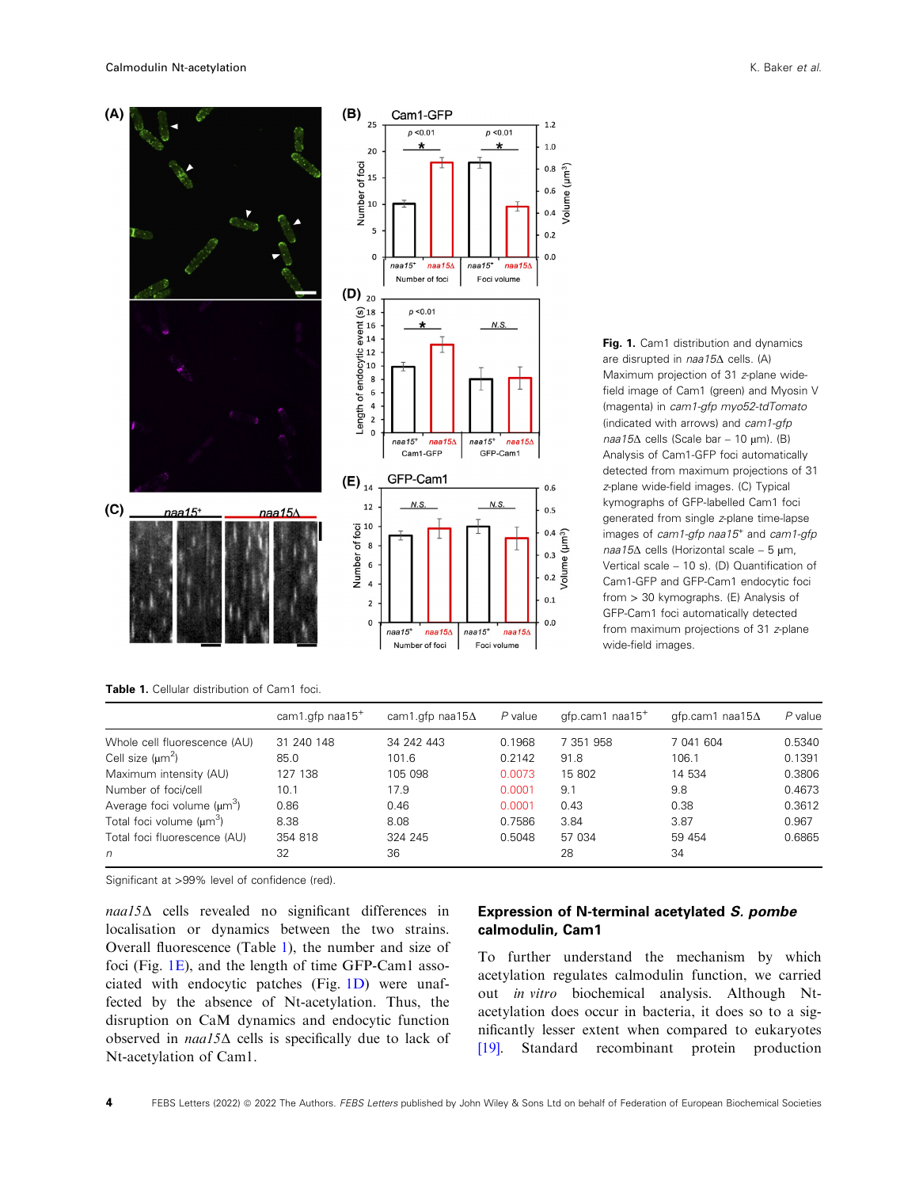**Fig. 1.** Cam1 distribution and dynamics are disrupted in *naa15*Δ cells. (A) Maximum projection of 31 *z*-plane wide-field image of Cam1 (green) and Myosin V (magenta) in *cam1-gfp myo52-tdTomato* (indicated with arrows) and *cam1-gfp naa15*Δ cells (Scale bar – 10 µm). (B) Analysis of Cam1-GFP foci automatically detected from maximum projections of 31 *z*-plane wide-field images. (C) Typical kymographs of GFP-labelled Cam1 foci generated from single *z*-plane time-lapse images of *cam1-gfp naa15*+ and *cam1-gfp naa15*Δ cells (Horizontal scale – 5 µm, Vertical scale – 10 s). (D) Quantification of Cam1-GFP and GFP-Cam1 endocytic foci from > 30 kymographs. (E) Analysis of GFP-Cam1 foci automatically detected from maximum projections of 31 *z*-plane wide-field images.

**Table 1.** Cellular distribution of Cam1 foci.

| | cam1.gfp naa15+ | cam1.gfp naa15Δ | P value | gfp.cam1 naa15+ | gfp.cam1 naa15Δ | P value |
|---|---|---|---|---|---|---|
| Whole cell fluorescence (AU) | 31 240 148 | 34 242 443 | 0.1968 | 7 351 958 | 7 041 604 | 0.5340 |
| Cell size (µm$^2$) | 85.0 | 101.6 | 0.2142 | 91.8 | 106.1 | 0.1391 |
| Maximum intensity (AU) | 127 138 | 105 098 | 0.0073 | 15 802 | 14 534 | 0.3806 |
| Number of foci/cell | 10.1 | 17.9 | 0.0001 | 9.1 | 9.8 | 0.4673 |
| Average foci volume (µm$^3$) | 0.86 | 0.46 | 0.0001 | 0.43 | 0.38 | 0.3612 |
| Total foci volume (µm$^3$) | 8.38 | 8.08 | 0.7586 | 3.84 | 3.87 | 0.967 |
| Total foci fluorescence (AU) | 354 818 | 324 245 | 0.5048 | 57 034 | 59 454 | 0.6865 |
| *n* | 32 | 36 | | 28 | 34 | |

Significant at >99% level of confidence (red).

*naa15*Δ cells revealed no significant differences in localisation or dynamics between the two strains. Overall fluorescence (Table 1), the number and size of foci (Fig. 1E), and the length of time GFP-Cam1 associated with endocytic patches (Fig. 1D) were unaffected by the absence of Nt-acetylation. Thus, the disruption on CaM dynamics and endocytic function observed in *naa15*Δ cells is specifically due to lack of Nt-acetylation of Cam1.

## Expression of N-terminal acetylated *S. pombe* calmodulin, Cam1

To further understand the mechanism by which acetylation regulates calmodulin function, we carried out *in vitro* biochemical analysis. Although Nt-acetylation does occur in bacteria, it does so to a significantly lesser extent when compared to eukaryotes [19]. Standard recombinant protein production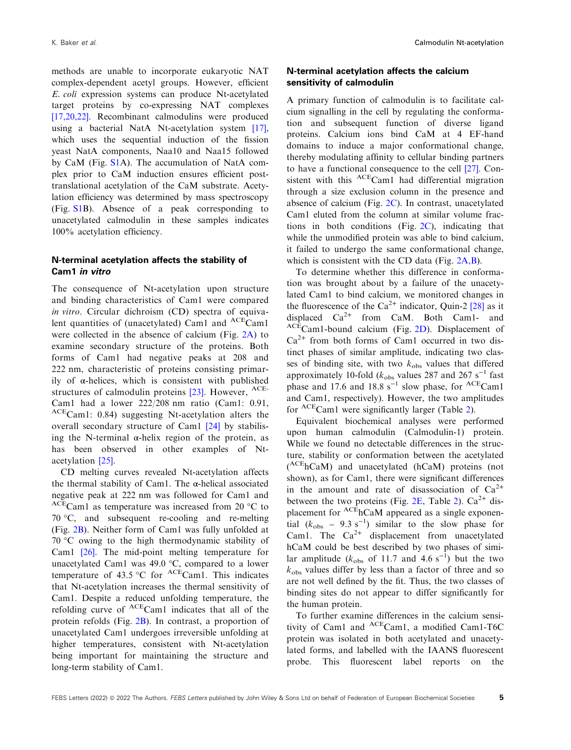methods are unable to incorporate eukaryotic NAT complex-dependent acetyl groups. However, efficient *E. coli* expression systems can produce Nt-acetylated target proteins by co-expressing NAT complexes [17,20,22]. Recombinant calmodulins were produced using a bacterial NatA Nt-acetylation system [17], which uses the sequential induction of the fission yeast NatA components, Naa10 and Naa15 followed by CaM (Fig. S1A). The accumulation of NatA complex prior to CaM induction ensures efficient post-translational acetylation of the CaM substrate. Acetylation efficiency was determined by mass spectroscopy (Fig. S1B). Absence of a peak corresponding to unacetylated calmodulin in these samples indicates 100% acetylation efficiency.

### N-terminal acetylation affects the stability of Cam1 *in vitro*

The consequence of Nt-acetylation upon structure and binding characteristics of Cam1 were compared *in vitro*. Circular dichroism (CD) spectra of equivalent quantities of (unacetylated) Cam1 and $^{ACE}$Cam1 were collected in the absence of calcium (Fig. 2A) to examine secondary structure of the proteins. Both forms of Cam1 had negative peaks at 208 and 222 nm, characteristic of proteins consisting primarily of α-helices, which is consistent with published structures of calmodulin proteins [23]. However, $^{ACE}$Cam1 had a lower 222/208 nm ratio (Cam1: 0.91, $^{ACE}$Cam1: 0.84) suggesting Nt-acetylation alters the overall secondary structure of Cam1 [24] by stabilising the N-terminal α-helix region of the protein, as has been observed in other examples of Nt-acetylation [25].

CD melting curves revealed Nt-acetylation affects the thermal stability of Cam1. The α-helical associated negative peak at 222 nm was followed for Cam1 and $^{ACE}$Cam1 as temperature was increased from 20 °C to 70 °C, and subsequent re-cooling and re-melting (Fig. 2B). Neither form of Cam1 was fully unfolded at 70 °C owing to the high thermodynamic stability of Cam1 [26]. The mid-point melting temperature for unacetylated Cam1 was 49.0 °C, compared to a lower temperature of 43.5 °C for $^{ACE}$Cam1. This indicates that Nt-acetylation increases the thermal sensitivity of Cam1. Despite a reduced unfolding temperature, the refolding curve of $^{ACE}$Cam1 indicates that all of the protein refolds (Fig. 2B). In contrast, a proportion of unacetylated Cam1 undergoes irreversible unfolding at higher temperatures, consistent with Nt-acetylation being important for maintaining the structure and long-term stability of Cam1.

### N-terminal acetylation affects the calcium sensitivity of calmodulin

A primary function of calmodulin is to facilitate calcium signalling in the cell by regulating the conformation and subsequent function of diverse ligand proteins. Calcium ions bind CaM at 4 EF-hand domains to induce a major conformational change, thereby modulating affinity to cellular binding partners to have a functional consequence to the cell [27]. Consistent with this $^{ACE}$Cam1 had differential migration through a size exclusion column in the presence and absence of calcium (Fig. 2C). In contrast, unacetylated Cam1 eluted from the column at similar volume fractions in both conditions (Fig. 2C), indicating that while the unmodified protein was able to bind calcium, it failed to undergo the same conformational change, which is consistent with the CD data (Fig. 2A,B).

To determine whether this difference in conformation was brought about by a failure of the unacetylated Cam1 to bind calcium, we monitored changes in the fluorescence of the $Ca^{2+}$ indicator, Quin-2 [28] as it displaced $Ca^{2+}$ from CaM. Both Cam1- and $^{ACE}$Cam1-bound calcium (Fig. 2D). Displacement of $Ca^{2+}$ from both forms of Cam1 occurred in two distinct phases of similar amplitude, indicating two classes of binding site, with two $k_{obs}$ values that differed approximately 10-fold ($k_{obs}$ values 287 and 267 $s^{-1}$ fast phase and 17.6 and 18.8 $s^{-1}$ slow phase, for $^{ACE}$Cam1 and Cam1, respectively). However, the two amplitudes for $^{ACE}$Cam1 were significantly larger (Table 2).

Equivalent biochemical analyses were performed upon human calmodulin (Calmodulin-1) protein. While we found no detectable differences in the structure, stability or conformation between the acetylated ($^{ACE}$hCaM) and unacetylated (hCaM) proteins (not shown), as for Cam1, there were significant differences in the amount and rate of disassociation of $Ca^{2+}$ between the two proteins (Fig. 2E, Table 2). $Ca^{2+}$ displacement for $^{ACE}$hCaM appeared as a single exponential ($k_{obs}$ – 9.3 $s^{-1}$) similar to the slow phase for Cam1. The $Ca^{2+}$ displacement from unacetylated hCaM could be best described by two phases of similar amplitude ($k_{obs}$ of 11.7 and 4.6 $s^{-1}$) but the two $k_{obs}$ values differ by less than a factor of three and so are not well defined by the fit. Thus, the two classes of binding sites do not appear to differ significantly for the human protein.

To further examine differences in the calcium sensitivity of Cam1 and $^{ACE}$Cam1, a modified Cam1-T6C protein was isolated in both acetylated and unacetylated forms, and labelled with the IAANS fluorescent probe. This fluorescent label reports on the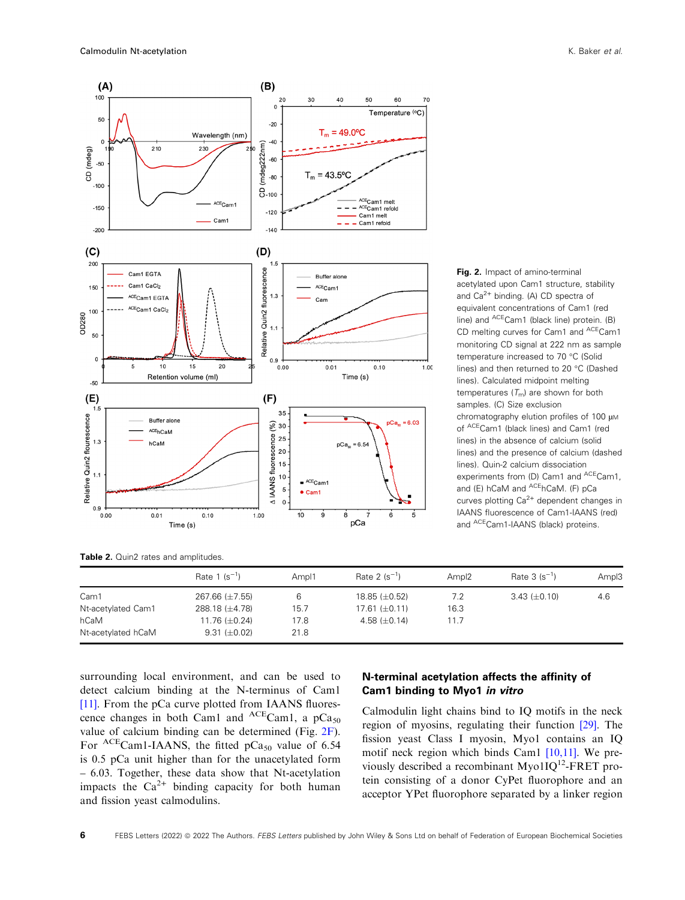**Fig. 2.** Impact of amino-terminal acetylated upon Cam1 structure, stability and $Ca^{2+}$ binding. (A) CD spectra of equivalent concentrations of Cam1 (red line) and $^{ACE}$Cam1 (black line) protein. (B) CD melting curves for Cam1 and $^{ACE}$Cam1 monitoring CD signal at 222 nm as sample temperature increased to 70 °C (Solid lines) and then returned to 20 °C (Dashed lines). Calculated midpoint melting temperatures ($T_m$) are shown for both samples. (C) Size exclusion chromatography elution profiles of 100 μM of $^{ACE}$Cam1 (black lines) and Cam1 (red lines) in the absence of calcium (solid lines) and the presence of calcium (dashed lines). Quin-2 calcium dissociation experiments from (D) Cam1 and $^{ACE}$Cam1, and (E) hCaM and $^{ACE}$hCaM. (F) pCa curves plotting $Ca^{2+}$ dependent changes in IAANS fluorescence of Cam1-IAANS (red) and $^{ACE}$Cam1-IAANS (black) proteins.

**Table 2.** Quin2 rates and amplitudes.

| | Rate 1 ($s^{-1}$) | Ampl1 | Rate 2 ($s^{-1}$) | Ampl2 | Rate 3 ($s^{-1}$) | Ampl3 |
|---|---|---|---|---|---|---|
| Cam1 | 267.66 (±7.55) | 6 | 18.85 (±0.52) | 7.2 | 3.43 (±0.10) | 4.6 |
| Nt-acetylated Cam1 | 288.18 (±4.78) | 15.7 | 17.61 (±0.11) | 16.3 | | |
| hCaM | 11.76 (±0.24) | 17.8 | 4.58 (±0.14) | 11.7 | | |
| Nt-acetylated hCaM | 9.31 (±0.02) | 21.8 | | | | |

surrounding local environment, and can be used to detect calcium binding at the N-terminus of Cam1 [11]. From the pCa curve plotted from IAANS fluorescence changes in both Cam1 and $^{ACE}$Cam1, a $pCa_{50}$ value of calcium binding can be determined (Fig. 2F). For $^{ACE}$Cam1-IAANS, the fitted $pCa_{50}$ value of 6.54 is 0.5 pCa unit higher than for the unacetylated form – 6.03. Together, these data show that Nt-acetylation impacts the $Ca^{2+}$ binding capacity for both human and fission yeast calmodulins.

## N-terminal acetylation affects the affinity of Cam1 binding to Myo1 *in vitro*

Calmodulin light chains bind to IQ motifs in the neck region of myosins, regulating their function [29]. The fission yeast Class I myosin, Myo1 contains an IQ motif neck region which binds Cam1 [10,11]. We previously described a recombinant Myo1IQ[12]-FRET protein consisting of a donor CyPet fluorophore and an acceptor YPet fluorophore separated by a linker region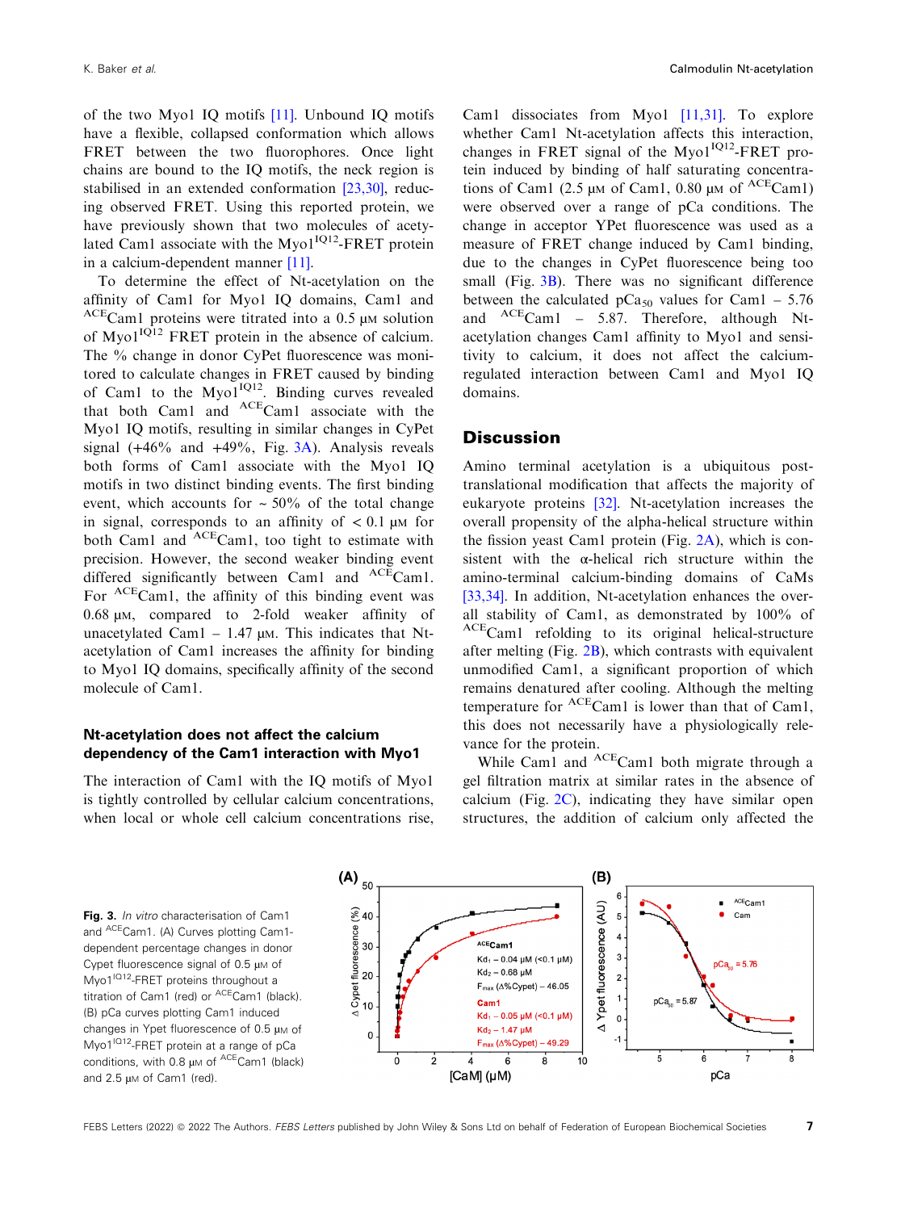of the two Myo1 IQ motifs [11]. Unbound IQ motifs have a flexible, collapsed conformation which allows FRET between the two fluorophores. Once light chains are bound to the IQ motifs, the neck region is stabilised in an extended conformation [23,30], reducing observed FRET. Using this reported protein, we have previously shown that two molecules of acetylated Cam1 associate with the Myo1$^{IQ12}$-FRET protein in a calcium-dependent manner [11].

To determine the effect of Nt-acetylation on the affinity of Cam1 for Myo1 IQ domains, Cam1 and $^{ACE}$Cam1 proteins were titrated into a 0.5 μM solution of Myo1$^{IQ12}$ FRET protein in the absence of calcium. The % change in donor CyPet fluorescence was monitored to calculate changes in FRET caused by binding of Cam1 to the Myo1$^{IQ12}$. Binding curves revealed that both Cam1 and $^{ACE}$Cam1 associate with the Myo1 IQ motifs, resulting in similar changes in CyPet signal (+46% and +49%, Fig. 3A). Analysis reveals both forms of Cam1 associate with the Myo1 IQ motifs in two distinct binding events. The first binding event, which accounts for ~ 50% of the total change in signal, corresponds to an affinity of < 0.1 μM for both Cam1 and $^{ACE}$Cam1, too tight to estimate with precision. However, the second weaker binding event differed significantly between Cam1 and $^{ACE}$Cam1. For $^{ACE}$Cam1, the affinity of this binding event was 0.68 μM, compared to 2-fold weaker affinity of unacetylated Cam1 – 1.47 μM. This indicates that Nt-acetylation of Cam1 increases the affinity for binding to Myo1 IQ domains, specifically affinity of the second molecule of Cam1.

### Nt-acetylation does not affect the calcium dependency of the Cam1 interaction with Myo1

The interaction of Cam1 with the IQ motifs of Myo1 is tightly controlled by cellular calcium concentrations, when local or whole cell calcium concentrations rise, Cam1 dissociates from Myo1 [11,31]. To explore whether Cam1 Nt-acetylation affects this interaction, changes in FRET signal of the Myo1$^{IQ12}$-FRET protein induced by binding of half saturating concentrations of Cam1 (2.5 μM of Cam1, 0.80 μM of $^{ACE}$Cam1) were observed over a range of pCa conditions. The change in acceptor YPet fluorescence was used as a measure of FRET change induced by Cam1 binding, due to the changes in CyPet fluorescence being too small (Fig. 3B). There was no significant difference between the calculated $pCa_{50}$ values for Cam1 – 5.76 and $^{ACE}$Cam1 – 5.87. Therefore, although Nt-acetylation changes Cam1 affinity to Myo1 and sensitivity to calcium, it does not affect the calcium-regulated interaction between Cam1 and Myo1 IQ domains.

## Discussion

Amino terminal acetylation is a ubiquitous post-translational modification that affects the majority of eukaryote proteins [32]. Nt-acetylation increases the overall propensity of the alpha-helical structure within the fission yeast Cam1 protein (Fig. 2A), which is consistent with the α-helical rich structure within the amino-terminal calcium-binding domains of CaMs [33,34]. In addition, Nt-acetylation enhances the overall stability of Cam1, as demonstrated by 100% of $^{ACE}$Cam1 refolding to its original helical-structure after melting (Fig. 2B), which contrasts with equivalent unmodified Cam1, a significant proportion of which remains denatured after cooling. Although the melting temperature for $^{ACE}$Cam1 is lower than that of Cam1, this does not necessarily have a physiologically relevance for the protein.

While Cam1 and $^{ACE}$Cam1 both migrate through a gel filtration matrix at similar rates in the absence of calcium (Fig. 2C), indicating they have similar open structures, the addition of calcium only affected the

**Fig. 3.** *In vitro* characterisation of Cam1 and $^{ACE}$Cam1. (A) Curves plotting Cam1-dependent percentage changes in donor Cypet fluorescence signal of 0.5 μM of Myo1$^{IQ12}$-FRET proteins throughout a titration of Cam1 (red) or $^{ACE}$Cam1 (black). (B) pCa curves plotting Cam1 induced changes in Ypet fluorescence of 0.5 μM of Myo1$^{IQ12}$-FRET protein at a range of pCa conditions, with 0.8 μM of $^{ACE}$Cam1 (black) and 2.5 μM of Cam1 (red).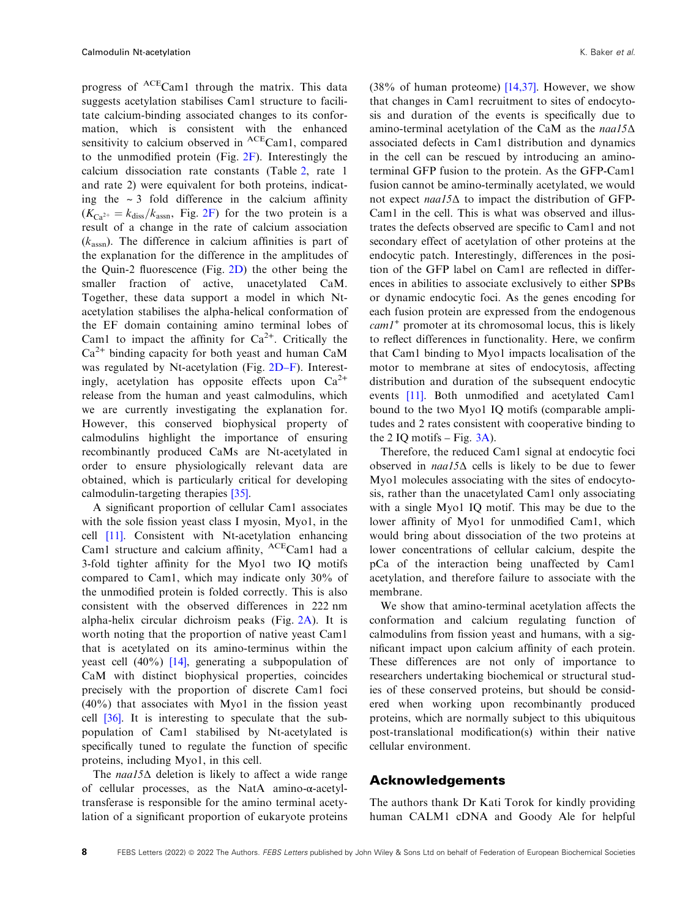progress of $^{ACE}$Cam1 through the matrix. This data suggests acetylation stabilises Cam1 structure to facilitate calcium-binding associated changes to its conformation, which is consistent with the enhanced sensitivity to calcium observed in $^{ACE}$Cam1, compared to the unmodified protein (Fig. 2F). Interestingly the calcium dissociation rate constants (Table 2, rate 1 and rate 2) were equivalent for both proteins, indicating the ~ 3 fold difference in the calcium affinity ($K_{Ca^{2+}} = k_{diss}/k_{assn}$, Fig. 2F) for the two protein is a result of a change in the rate of calcium association ($k_{assn}$). The difference in calcium affinities is part of the explanation for the difference in the amplitudes of the Quin-2 fluorescence (Fig. 2D) the other being the smaller fraction of active, unacetylated CaM. Together, these data support a model in which Nt-acetylation stabilises the alpha-helical conformation of the EF domain containing amino terminal lobes of Cam1 to impact the affinity for $Ca^{2+}$. Critically the $Ca^{2+}$ binding capacity for both yeast and human CaM was regulated by Nt-acetylation (Fig. 2D–F). Interestingly, acetylation has opposite effects upon $Ca^{2+}$ release from the human and yeast calmodulins, which we are currently investigating the explanation for. However, this conserved biophysical property of calmodulins highlight the importance of ensuring recombinantly produced CaMs are Nt-acetylated in order to ensure physiologically relevant data are obtained, which is particularly critical for developing calmodulin-targeting therapies [35].

A significant proportion of cellular Cam1 associates with the sole fission yeast class I myosin, Myo1, in the cell [11]. Consistent with Nt-acetylation enhancing Cam1 structure and calcium affinity, $^{ACE}$Cam1 had a 3-fold tighter affinity for the Myo1 two IQ motifs compared to Cam1, which may indicate only 30% of the unmodified protein is folded correctly. This is also consistent with the observed differences in 222 nm alpha-helix circular dichroism peaks (Fig. 2A). It is worth noting that the proportion of native yeast Cam1 that is acetylated on its amino-terminus within the yeast cell (40%) [14], generating a subpopulation of CaM with distinct biophysical properties, coincides precisely with the proportion of discrete Cam1 foci (40%) that associates with Myo1 in the fission yeast cell [36]. It is interesting to speculate that the subpopulation of Cam1 stabilised by Nt-acetylated is specifically tuned to regulate the function of specific proteins, including Myo1, in this cell.

The *naa15*Δ deletion is likely to affect a wide range of cellular processes, as the NatA amino-α-acetyltransferase is responsible for the amino terminal acetylation of a significant proportion of eukaryote proteins (38% of human proteome) [14,37]. However, we show that changes in Cam1 recruitment to sites of endocytosis and duration of the events is specifically due to amino-terminal acetylation of the CaM as the *naa15*Δ associated defects in Cam1 distribution and dynamics in the cell can be rescued by introducing an amino-terminal GFP fusion to the protein. As the GFP-Cam1 fusion cannot be amino-terminally acetylated, we would not expect *naa15*Δ to impact the distribution of GFP-Cam1 in the cell. This is what was observed and illustrates the defects observed are specific to Cam1 and not secondary effect of acetylation of other proteins at the endocytic patch. Interestingly, differences in the position of the GFP label on Cam1 are reflected in differences in abilities to associate exclusively to either SPBs or dynamic endocytic foci. As the genes encoding for each fusion protein are expressed from the endogenous *cam1*$^{+}$ promoter at its chromosomal locus, this is likely to reflect differences in functionality. Here, we confirm that Cam1 binding to Myo1 impacts localisation of the motor to membrane at sites of endocytosis, affecting distribution and duration of the subsequent endocytic events [11]. Both unmodified and acetylated Cam1 bound to the two Myo1 IQ motifs (comparable amplitudes and 2 rates consistent with cooperative binding to the 2 IQ motifs – Fig. 3A).

Therefore, the reduced Cam1 signal at endocytic foci observed in *naa15*Δ cells is likely to be due to fewer Myo1 molecules associating with the sites of endocytosis, rather than the unacetylated Cam1 only associating with a single Myo1 IQ motif. This may be due to the lower affinity of Myo1 for unmodified Cam1, which would bring about dissociation of the two proteins at lower concentrations of cellular calcium, despite the pCa of the interaction being unaffected by Cam1 acetylation, and therefore failure to associate with the membrane.

We show that amino-terminal acetylation affects the conformation and calcium regulating function of calmodulins from fission yeast and humans, with a significant impact upon calcium affinity of each protein. These differences are not only of importance to researchers undertaking biochemical or structural studies of these conserved proteins, but should be considered when working upon recombinantly produced proteins, which are normally subject to this ubiquitous post-translational modification(s) within their native cellular environment.

## Acknowledgements

The authors thank Dr Kati Torok for kindly providing human CALM1 cDNA and Goody Ale for helpful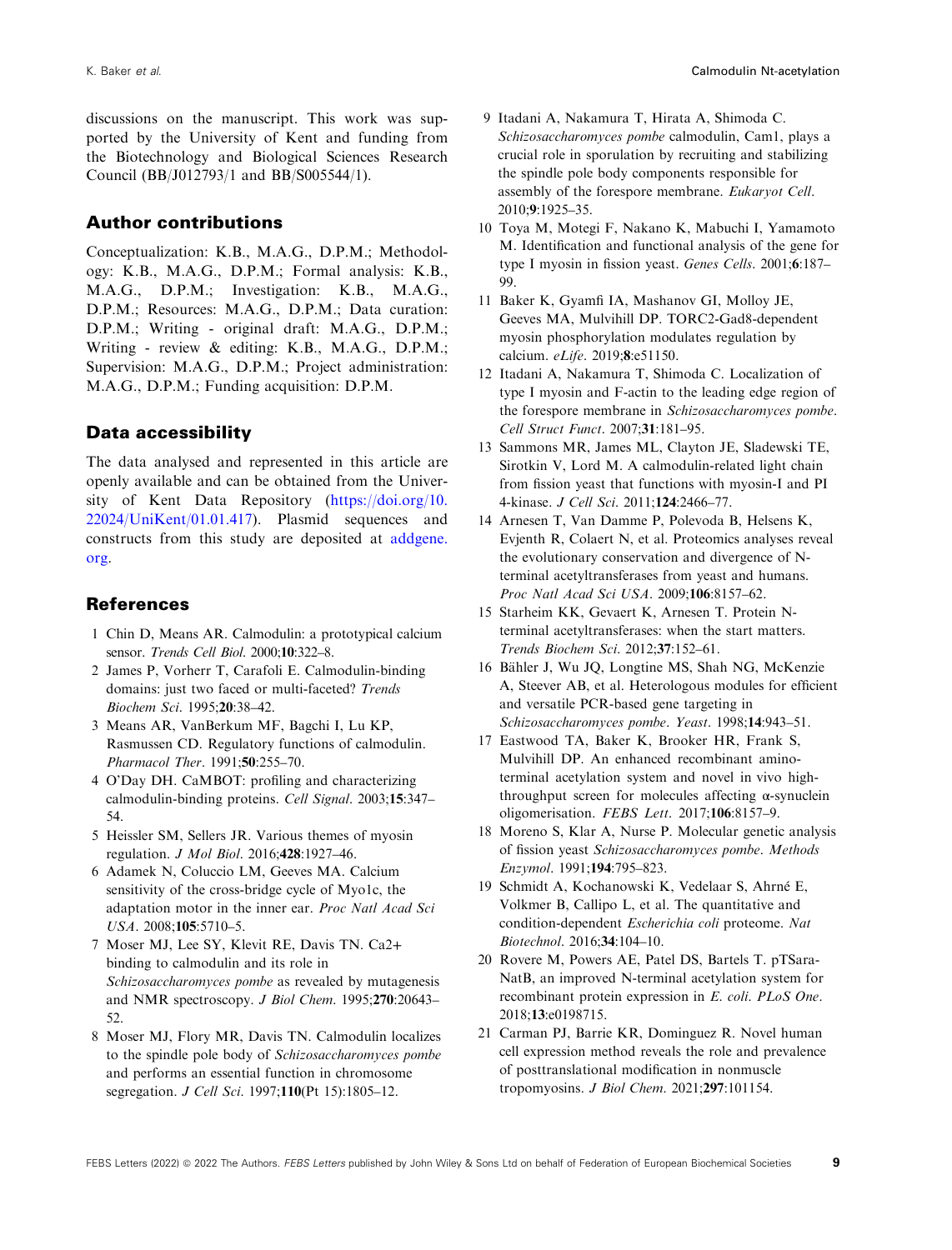discussions on the manuscript. This work was supported by the University of Kent and funding from the Biotechnology and Biological Sciences Research Council (BB/J012793/1 and BB/S005544/1).

## Author contributions

Conceptualization: K.B., M.A.G., D.P.M.; Methodology: K.B., M.A.G., D.P.M.; Formal analysis: K.B., M.A.G., D.P.M.; Investigation: K.B., M.A.G., D.P.M.; Resources: M.A.G., D.P.M.; Data curation: D.P.M.; Writing - original draft: M.A.G., D.P.M.; Writing - review & editing: K.B., M.A.G., D.P.M.; Supervision: M.A.G., D.P.M.; Project administration: M.A.G., D.P.M.; Funding acquisition: D.P.M.

## Data accessibility

The data analysed and represented in this article are openly available and can be obtained from the University of Kent Data Repository (https://doi.org/10.22024/UniKent/01.01.417). Plasmid sequences and constructs from this study are deposited at addgene.org.

## References

1 Chin D, Means AR. Calmodulin: a prototypical calcium sensor. *Trends Cell Biol*. 2000;**10**:322–8.

2 James P, Vorherr T, Carafoli E. Calmodulin-binding domains: just two faced or multi-faceted? *Trends Biochem Sci*. 1995;**20**:38–42.

3 Means AR, VanBerkum MF, Bagchi I, Lu KP, Rasmussen CD. Regulatory functions of calmodulin. *Pharmacol Ther*. 1991;**50**:255–70.

4 O'Day DH. CaMBOT: profiling and characterizing calmodulin-binding proteins. *Cell Signal*. 2003;**15**:347–54.

5 Heissler SM, Sellers JR. Various themes of myosin regulation. *J Mol Biol*. 2016;**428**:1927–46.

6 Adamek N, Coluccio LM, Geeves MA. Calcium sensitivity of the cross-bridge cycle of Myo1c, the adaptation motor in the inner ear. *Proc Natl Acad Sci USA*. 2008;**105**:5710–5.

7 Moser MJ, Lee SY, Klevit RE, Davis TN. Ca2+ binding to calmodulin and its role in *Schizosaccharomyces pombe* as revealed by mutagenesis and NMR spectroscopy. *J Biol Chem*. 1995;**270**:20643–52.

8 Moser MJ, Flory MR, Davis TN. Calmodulin localizes to the spindle pole body of *Schizosaccharomyces pombe* and performs an essential function in chromosome segregation. *J Cell Sci*. 1997;**110**(Pt 15):1805–12.

9 Itadani A, Nakamura T, Hirata A, Shimoda C. *Schizosaccharomyces pombe* calmodulin, Cam1, plays a crucial role in sporulation by recruiting and stabilizing the spindle pole body components responsible for assembly of the forespore membrane. *Eukaryot Cell*. 2010;**9**:1925–35.

10 Toya M, Motegi F, Nakano K, Mabuchi I, Yamamoto M. Identification and functional analysis of the gene for type I myosin in fission yeast. *Genes Cells*. 2001;**6**:187–99.

11 Baker K, Gyamfi IA, Mashanov GI, Molloy JE, Geeves MA, Mulvihill DP. TORC2-Gad8-dependent myosin phosphorylation modulates regulation by calcium. *eLife*. 2019;**8**:e51150.

12 Itadani A, Nakamura T, Shimoda C. Localization of type I myosin and F-actin to the leading edge region of the forespore membrane in *Schizosaccharomyces pombe*. *Cell Struct Funct*. 2007;**31**:181–95.

13 Sammons MR, James ML, Clayton JE, Sladewski TE, Sirotkin V, Lord M. A calmodulin-related light chain from fission yeast that functions with myosin-I and PI 4-kinase. *J Cell Sci*. 2011;**124**:2466–77.

14 Arnesen T, Van Damme P, Polevoda B, Helsens K, Evjenth R, Colaert N, et al. Proteomics analyses reveal the evolutionary conservation and divergence of N-terminal acetyltransferases from yeast and humans. *Proc Natl Acad Sci USA*. 2009;**106**:8157–62.

15 Starheim KK, Gevaert K, Arnesen T. Protein N-terminal acetyltransferases: when the start matters. *Trends Biochem Sci*. 2012;**37**:152–61.

16 Bähler J, Wu JQ, Longtine MS, Shah NG, McKenzie A, Steever AB, et al. Heterologous modules for efficient and versatile PCR-based gene targeting in *Schizosaccharomyces pombe*. *Yeast*. 1998;**14**:943–51.

17 Eastwood TA, Baker K, Brooker HR, Frank S, Mulvihill DP. An enhanced recombinant amino-terminal acetylation system and novel in vivo high-throughput screen for molecules affecting α-synuclein oligomerisation. *FEBS Lett*. 2017;**106**:8157–9.

18 Moreno S, Klar A, Nurse P. Molecular genetic analysis of fission yeast *Schizosaccharomyces pombe*. *Methods Enzymol*. 1991;**194**:795–823.

19 Schmidt A, Kochanowski K, Vedelaar S, Ahrné E, Volkmer B, Callipo L, et al. The quantitative and condition-dependent *Escherichia coli* proteome. *Nat Biotechnol*. 2016;**34**:104–10.

20 Rovere M, Powers AE, Patel DS, Bartels T. pTSara-NatB, an improved N-terminal acetylation system for recombinant protein expression in *E. coli*. *PLoS One*. 2018;**13**:e0198715.

21 Carman PJ, Barrie KR, Dominguez R. Novel human cell expression method reveals the role and prevalence of posttranslational modification in nonmuscle tropomyosins. *J Biol Chem*. 2021;**297**:101154.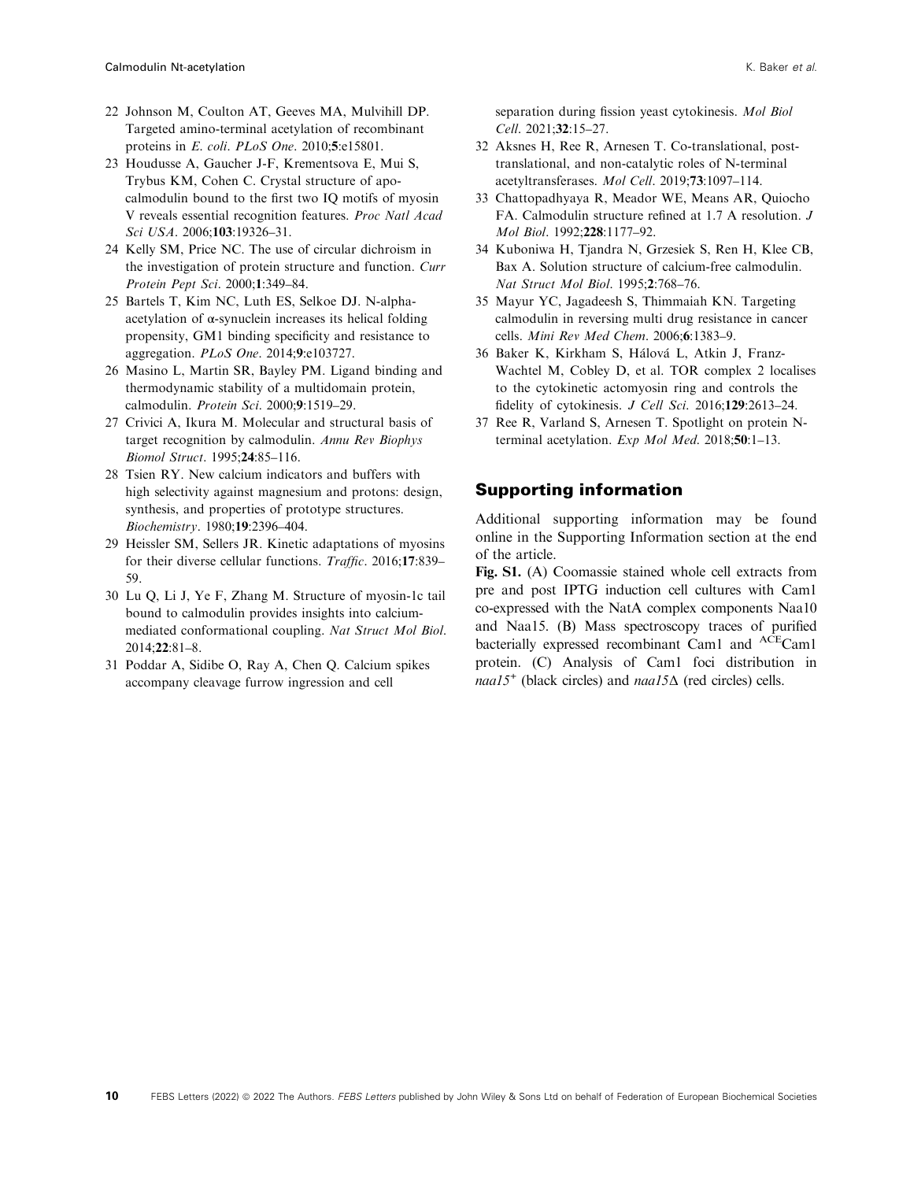22 Johnson M, Coulton AT, Geeves MA, Mulvihill DP. Targeted amino-terminal acetylation of recombinant proteins in *E. coli*. *PLoS One*. 2010;**5**:e15801.

23 Houdusse A, Gaucher J-F, Krementsova E, Mui S, Trybus KM, Cohen C. Crystal structure of apo-calmodulin bound to the first two IQ motifs of myosin V reveals essential recognition features. *Proc Natl Acad Sci USA*. 2006;**103**:19326–31.

24 Kelly SM, Price NC. The use of circular dichroism in the investigation of protein structure and function. *Curr Protein Pept Sci*. 2000;**1**:349–84.

25 Bartels T, Kim NC, Luth ES, Selkoe DJ. N-alpha-acetylation of α-synuclein increases its helical folding propensity, GM1 binding specificity and resistance to aggregation. *PLoS One*. 2014;**9**:e103727.

26 Masino L, Martin SR, Bayley PM. Ligand binding and thermodynamic stability of a multidomain protein, calmodulin. *Protein Sci*. 2000;**9**:1519–29.

27 Crivici A, Ikura M. Molecular and structural basis of target recognition by calmodulin. *Annu Rev Biophys Biomol Struct*. 1995;**24**:85–116.

28 Tsien RY. New calcium indicators and buffers with high selectivity against magnesium and protons: design, synthesis, and properties of prototype structures. *Biochemistry*. 1980;**19**:2396–404.

29 Heissler SM, Sellers JR. Kinetic adaptations of myosins for their diverse cellular functions. *Traffic*. 2016;**17**:839–59.

30 Lu Q, Li J, Ye F, Zhang M. Structure of myosin-1c tail bound to calmodulin provides insights into calcium-mediated conformational coupling. *Nat Struct Mol Biol*. 2014;**22**:81–8.

31 Poddar A, Sidibe O, Ray A, Chen Q. Calcium spikes accompany cleavage furrow ingression and cell separation during fission yeast cytokinesis. *Mol Biol Cell*. 2021;**32**:15–27.

32 Aksnes H, Ree R, Arnesen T. Co-translational, post-translational, and non-catalytic roles of N-terminal acetyltransferases. *Mol Cell*. 2019;**73**:1097–114.

33 Chattopadhyaya R, Meador WE, Means AR, Quiocho FA. Calmodulin structure refined at 1.7 A resolution. *J Mol Biol*. 1992;**228**:1177–92.

34 Kuboniwa H, Tjandra N, Grzesiek S, Ren H, Klee CB, Bax A. Solution structure of calcium-free calmodulin. *Nat Struct Mol Biol*. 1995;**2**:768–76.

35 Mayur YC, Jagadeesh S, Thimmaiah KN. Targeting calmodulin in reversing multi drug resistance in cancer cells. *Mini Rev Med Chem*. 2006;**6**:1383–9.

36 Baker K, Kirkham S, Hálová L, Atkin J, Franz-Wachtel M, Cobley D, et al. TOR complex 2 localises to the cytokinetic actomyosin ring and controls the fidelity of cytokinesis. *J Cell Sci*. 2016;**129**:2613–24.

37 Ree R, Varland S, Arnesen T. Spotlight on protein N-terminal acetylation. *Exp Mol Med*. 2018;**50**:1–13.

## Supporting information

Additional supporting information may be found online in the Supporting Information section at the end of the article.

**Fig. S1.** (A) Coomassie stained whole cell extracts from pre and post IPTG induction cell cultures with Cam1 co-expressed with the NatA complex components Naa10 and Naa15. (B) Mass spectroscopy traces of purified bacterially expressed recombinant Cam1 and $^{ACE}$Cam1 protein. (C) Analysis of Cam1 foci distribution in *naa15*$^{+}$ (black circles) and *naa15*Δ (red circles) cells.